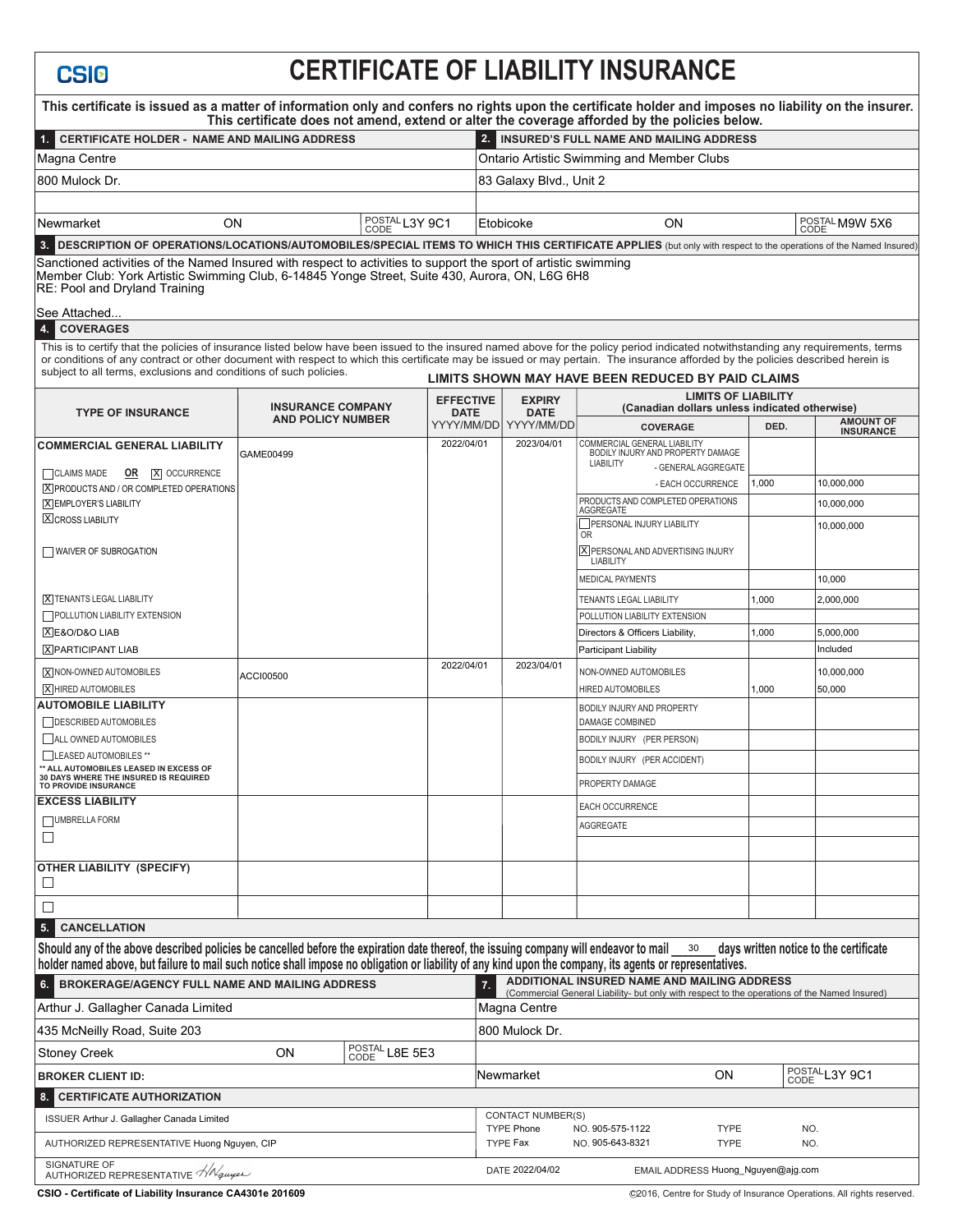CSIO

# CERTIFICATE OF LIABILITY INSURANCE

**This certificate is issued as a matter of information only and confers no rights upon the certificate holder and imposes no liability on the insurer. This certificate does not amend, extend or alter the coverage afforded by the policies below.**

| 1. CERTIFICATE HOLDER - NAME AND MAILING ADDRESS | | | 2. INSURED'S FULL NAME AND MAILING ADDRESS | | |
|---|---|---|---|---|---|
| Magna Centre | | | Ontario Artistic Swimming and Member Clubs | | |
| 800 Mulock Dr. | | | 83 Galaxy Blvd., Unit 2 | | |
| | | | | | |
| Newmarket | ON | POSTAL CODE L3Y 9C1 | Etobicoke | ON | POSTAL CODE M9W 5X6 |

**3. DESCRIPTION OF OPERATIONS/LOCATIONS/AUTOMOBILES/SPECIAL ITEMS TO WHICH THIS CERTIFICATE APPLIES** (but only with respect to the operations of the Named Insured)

Sanctioned activities of the Named Insured with respect to activities to support the sport of artistic swimming
Member Club: York Artistic Swimming Club, 6-14845 Yonge Street, Suite 430, Aurora, ON, L6G 6H8
RE: Pool and Dryland Training

See Attached...

**4. COVERAGES**

This is to certify that the policies of insurance listed below have been issued to the insured named above for the policy period indicated notwithstanding any requirements, terms or conditions of any contract or other document with respect to which this certificate may be issued or may pertain. The insurance afforded by the policies described herein is subject to all terms, exclusions and conditions of such policies.

**LIMITS SHOWN MAY HAVE BEEN REDUCED BY PAID CLAIMS**

| TYPE OF INSURANCE | INSURANCE COMPANY AND POLICY NUMBER | EFFECTIVE DATE YYYY/MM/DD | EXPIRY DATE YYYY/MM/DD | LIMITS OF LIABILITY (Canadian dollars unless indicated otherwise) COVERAGE | DED. | AMOUNT OF INSURANCE |
|---|---|---|---|---|---|---|
| **COMMERCIAL GENERAL LIABILITY** | GAME00499 | 2022/04/01 | 2023/04/01 | COMMERCIAL GENERAL LIABILITY BODILY INJURY AND PROPERTY DAMAGE LIABILITY - GENERAL AGGREGATE | | |
| ☐ CLAIMS MADE OR ☒ OCCURRENCE | | | | - EACH OCCURRENCE | 1,000 | 10,000,000 |
| ☒ PRODUCTS AND / OR COMPLETED OPERATIONS | | | | PRODUCTS AND COMPLETED OPERATIONS AGGREGATE | | 10,000,000 |
| ☒ EMPLOYER'S LIABILITY | | | | ☐ PERSONAL INJURY LIABILITY OR ☒ PERSONAL AND ADVERTISING INJURY LIABILITY | | 10,000,000 |
| ☒ CROSS LIABILITY | | | | | | |
| ☐ WAIVER OF SUBROGATION | | | | MEDICAL PAYMENTS | | 10,000 |
| ☒ TENANTS LEGAL LIABILITY | | | | TENANTS LEGAL LIABILITY | 1,000 | 2,000,000 |
| ☐ POLLUTION LIABILITY EXTENSION | | | | POLLUTION LIABILITY EXTENSION | | |
| ☒ E&O/D&O LIAB | | | | Directors & Officers Liability, | 1,000 | 5,000,000 |
| ☒ PARTICIPANT LIAB | | | | Participant Liability | | Included |
| ☒ NON-OWNED AUTOMOBILES | ACCI00500 | 2022/04/01 | 2023/04/01 | NON-OWNED AUTOMOBILES | | 10,000,000 |
| ☒ HIRED AUTOMOBILES | | | | HIRED AUTOMOBILES | 1,000 | 50,000 |
| **AUTOMOBILE LIABILITY** | | | | BODILY INJURY AND PROPERTY DAMAGE COMBINED | | |
| ☐ DESCRIBED AUTOMOBILES | | | | | | |
| ☐ ALL OWNED AUTOMOBILES | | | | BODILY INJURY (PER PERSON) | | |
| ☐ LEASED AUTOMOBILES ** | | | | BODILY INJURY (PER ACCIDENT) | | |
| ** ALL AUTOMOBILES LEASED IN EXCESS OF 30 DAYS WHERE THE INSURED IS REQUIRED TO PROVIDE INSURANCE | | | | PROPERTY DAMAGE | | |
| **EXCESS LIABILITY** | | | | EACH OCCURRENCE | | |
| ☐ UMBRELLA FORM | | | | AGGREGATE | | |
| ☐ | | | | | | |
| **OTHER LIABILITY (SPECIFY)** | | | | | | |
| ☐ | | | | | | |
| ☐ | | | | | | |

**5. CANCELLATION**

**Should any of the above described policies be cancelled before the expiration date thereof, the issuing company will endeavor to mail 30 days written notice to the certificate holder named above, but failure to mail such notice shall impose no obligation or liability of any kind upon the company, its agents or representatives.**

| 6. BROKERAGE/AGENCY FULL NAME AND MAILING ADDRESS | | | 7. ADDITIONAL INSURED NAME AND MAILING ADDRESS (Commercial General Liability- but only with respect to the operations of the Named Insured) | | |
|---|---|---|---|---|---|
| Arthur J. Gallagher Canada Limited | | | Magna Centre | | |
| 435 McNeilly Road, Suite 203 | | | 800 Mulock Dr. | | |
| Stoney Creek | ON | POSTAL CODE L8E 5E3 | | | |
| BROKER CLIENT ID: | | | Newmarket | ON | POSTAL CODE L3Y 9C1 |

**8. CERTIFICATE AUTHORIZATION**

| | |
|---|---|
| ISSUER Arthur J. Gallagher Canada Limited | CONTACT NUMBER(S) TYPE Phone NO. 905-575-1122 TYPE NO. |
| AUTHORIZED REPRESENTATIVE Huong Nguyen, CIP | TYPE Fax NO. 905-643-8321 TYPE NO. |
| SIGNATURE OF AUTHORIZED REPRESENTATIVE H Nguyen | DATE 2022/04/02 EMAIL ADDRESS Huong_Nguyen@ajg.com |

CSIO - Certificate of Liability Insurance CA4301e 201609

©2016, Centre for Study of Insurance Operations. All rights reserved.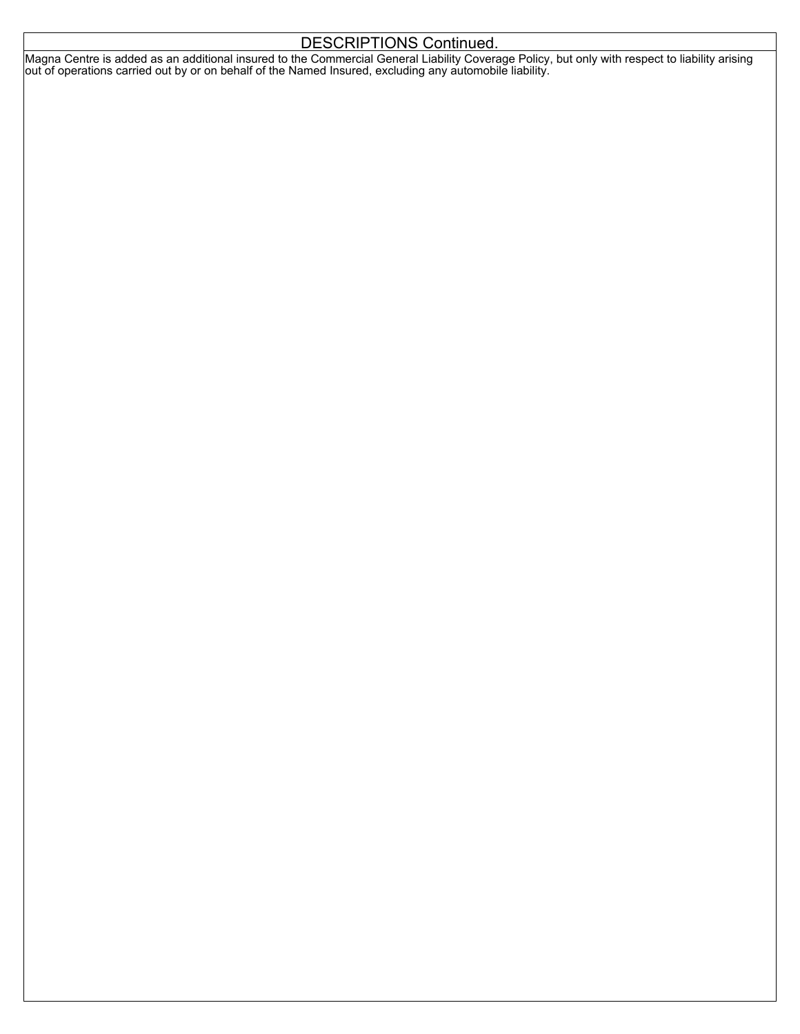## DESCRIPTIONS Continued.

Magna Centre is added as an additional insured to the Commercial General Liability Coverage Policy, but only with respect to liability arising out of operations carried out by or on behalf of the Named Insured, excluding any automobile liability.